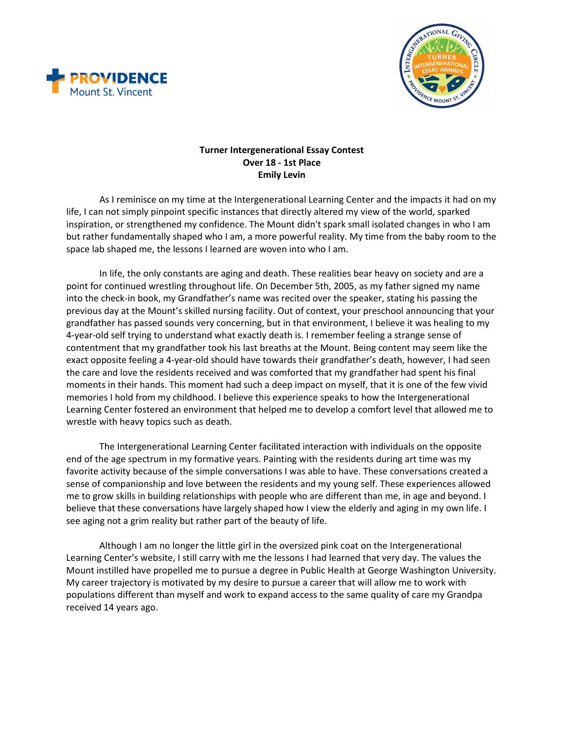**Turner Intergenerational Essay Contest**
**Over 18 - 1st Place**
**Emily Levin**

As I reminisce on my time at the Intergenerational Learning Center and the impacts it had on my life, I can not simply pinpoint specific instances that directly altered my view of the world, sparked inspiration, or strengthened my confidence. The Mount didn't spark small isolated changes in who I am but rather fundamentally shaped who I am, a more powerful reality. My time from the baby room to the space lab shaped me, the lessons I learned are woven into who I am.

In life, the only constants are aging and death. These realities bear heavy on society and are a point for continued wrestling throughout life. On December 5th, 2005, as my father signed my name into the check-in book, my Grandfather's name was recited over the speaker, stating his passing the previous day at the Mount's skilled nursing facility. Out of context, your preschool announcing that your grandfather has passed sounds very concerning, but in that environment, I believe it was healing to my 4-year-old self trying to understand what exactly death is. I remember feeling a strange sense of contentment that my grandfather took his last breaths at the Mount. Being content may seem like the exact opposite feeling a 4-year-old should have towards their grandfather's death, however, I had seen the care and love the residents received and was comforted that my grandfather had spent his final moments in their hands. This moment had such a deep impact on myself, that it is one of the few vivid memories I hold from my childhood. I believe this experience speaks to how the Intergenerational Learning Center fostered an environment that helped me to develop a comfort level that allowed me to wrestle with heavy topics such as death.

The Intergenerational Learning Center facilitated interaction with individuals on the opposite end of the age spectrum in my formative years. Painting with the residents during art time was my favorite activity because of the simple conversations I was able to have. These conversations created a sense of companionship and love between the residents and my young self. These experiences allowed me to grow skills in building relationships with people who are different than me, in age and beyond. I believe that these conversations have largely shaped how I view the elderly and aging in my own life. I see aging not a grim reality but rather part of the beauty of life.

Although I am no longer the little girl in the oversized pink coat on the Intergenerational Learning Center's website, I still carry with me the lessons I had learned that very day. The values the Mount instilled have propelled me to pursue a degree in Public Health at George Washington University. My career trajectory is motivated by my desire to pursue a career that will allow me to work with populations different than myself and work to expand access to the same quality of care my Grandpa received 14 years ago.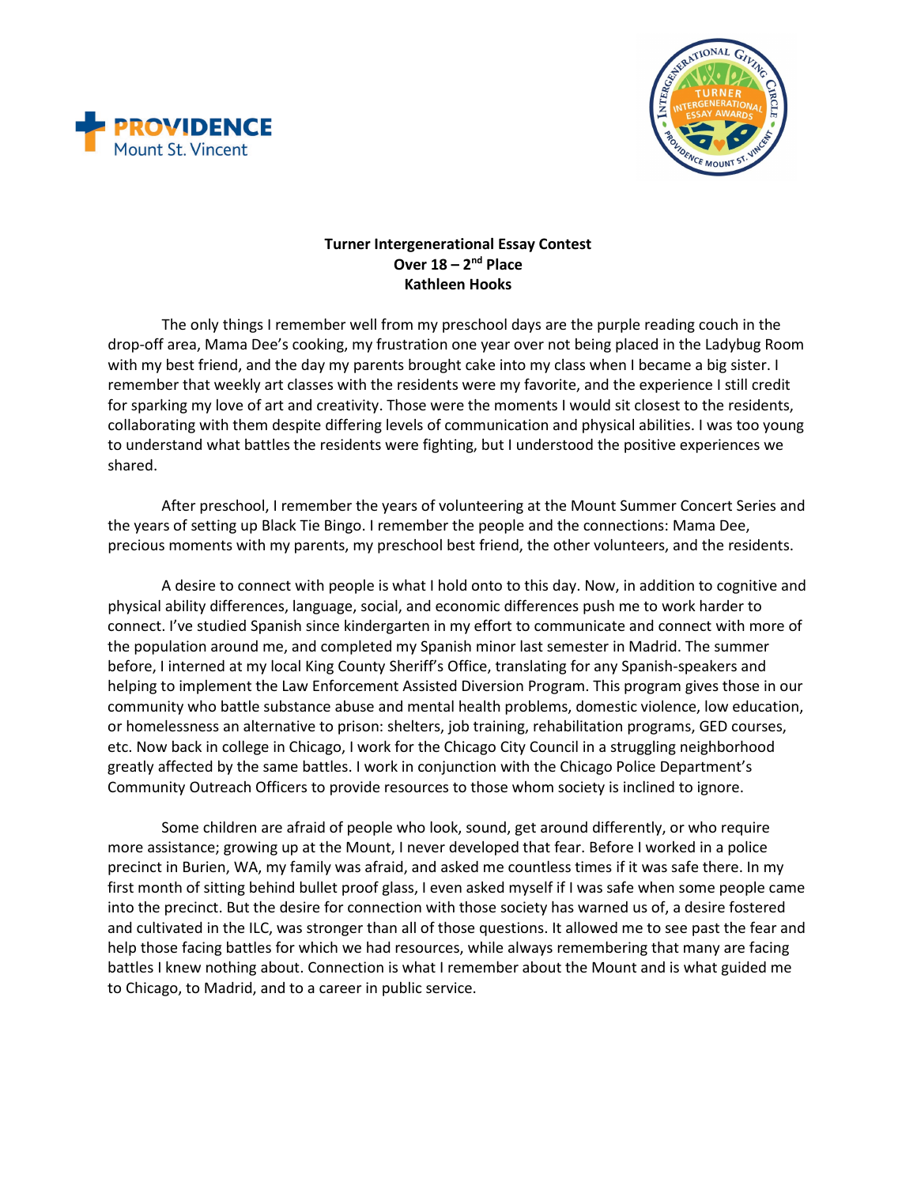**Turner Intergenerational Essay Contest**
**Over 18 – 2nd Place**
**Kathleen Hooks**

The only things I remember well from my preschool days are the purple reading couch in the drop-off area, Mama Dee's cooking, my frustration one year over not being placed in the Ladybug Room with my best friend, and the day my parents brought cake into my class when I became a big sister. I remember that weekly art classes with the residents were my favorite, and the experience I still credit for sparking my love of art and creativity. Those were the moments I would sit closest to the residents, collaborating with them despite differing levels of communication and physical abilities. I was too young to understand what battles the residents were fighting, but I understood the positive experiences we shared.

After preschool, I remember the years of volunteering at the Mount Summer Concert Series and the years of setting up Black Tie Bingo. I remember the people and the connections: Mama Dee, precious moments with my parents, my preschool best friend, the other volunteers, and the residents.

A desire to connect with people is what I hold onto to this day. Now, in addition to cognitive and physical ability differences, language, social, and economic differences push me to work harder to connect. I've studied Spanish since kindergarten in my effort to communicate and connect with more of the population around me, and completed my Spanish minor last semester in Madrid. The summer before, I interned at my local King County Sheriff's Office, translating for any Spanish-speakers and helping to implement the Law Enforcement Assisted Diversion Program. This program gives those in our community who battle substance abuse and mental health problems, domestic violence, low education, or homelessness an alternative to prison: shelters, job training, rehabilitation programs, GED courses, etc. Now back in college in Chicago, I work for the Chicago City Council in a struggling neighborhood greatly affected by the same battles. I work in conjunction with the Chicago Police Department's Community Outreach Officers to provide resources to those whom society is inclined to ignore.

Some children are afraid of people who look, sound, get around differently, or who require more assistance; growing up at the Mount, I never developed that fear. Before I worked in a police precinct in Burien, WA, my family was afraid, and asked me countless times if it was safe there. In my first month of sitting behind bullet proof glass, I even asked myself if I was safe when some people came into the precinct. But the desire for connection with those society has warned us of, a desire fostered and cultivated in the ILC, was stronger than all of those questions. It allowed me to see past the fear and help those facing battles for which we had resources, while always remembering that many are facing battles I knew nothing about. Connection is what I remember about the Mount and is what guided me to Chicago, to Madrid, and to a career in public service.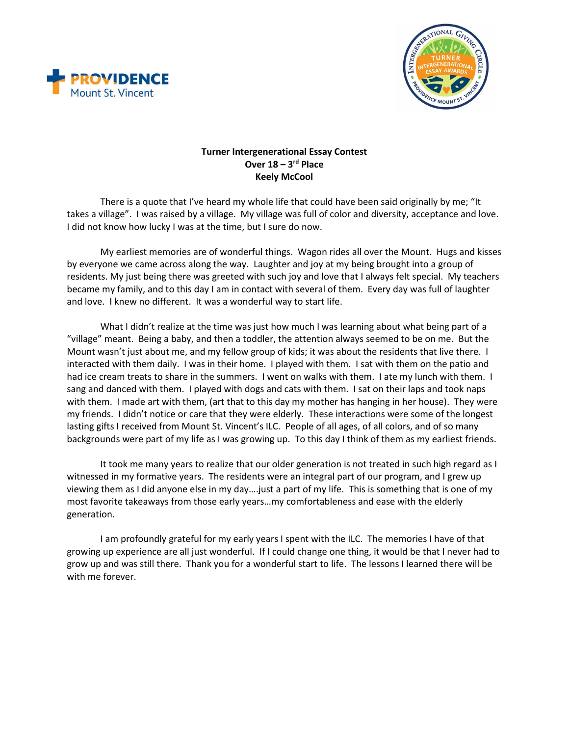**Turner Intergenerational Essay Contest**
**Over 18 – 3rd Place**
**Keely McCool**

There is a quote that I've heard my whole life that could have been said originally by me; "It takes a village". I was raised by a village. My village was full of color and diversity, acceptance and love. I did not know how lucky I was at the time, but I sure do now.

My earliest memories are of wonderful things. Wagon rides all over the Mount. Hugs and kisses by everyone we came across along the way. Laughter and joy at my being brought into a group of residents. My just being there was greeted with such joy and love that I always felt special. My teachers became my family, and to this day I am in contact with several of them. Every day was full of laughter and love. I knew no different. It was a wonderful way to start life.

What I didn't realize at the time was just how much I was learning about what being part of a "village" meant. Being a baby, and then a toddler, the attention always seemed to be on me. But the Mount wasn't just about me, and my fellow group of kids; it was about the residents that live there. I interacted with them daily. I was in their home. I played with them. I sat with them on the patio and had ice cream treats to share in the summers. I went on walks with them. I ate my lunch with them. I sang and danced with them. I played with dogs and cats with them. I sat on their laps and took naps with them. I made art with them, (art that to this day my mother has hanging in her house). They were my friends. I didn't notice or care that they were elderly. These interactions were some of the longest lasting gifts I received from Mount St. Vincent's ILC. People of all ages, of all colors, and of so many backgrounds were part of my life as I was growing up. To this day I think of them as my earliest friends.

It took me many years to realize that our older generation is not treated in such high regard as I witnessed in my formative years. The residents were an integral part of our program, and I grew up viewing them as I did anyone else in my day….just a part of my life. This is something that is one of my most favorite takeaways from those early years…my comfortableness and ease with the elderly generation.

I am profoundly grateful for my early years I spent with the ILC. The memories I have of that growing up experience are all just wonderful. If I could change one thing, it would be that I never had to grow up and was still there. Thank you for a wonderful start to life. The lessons I learned there will be with me forever.